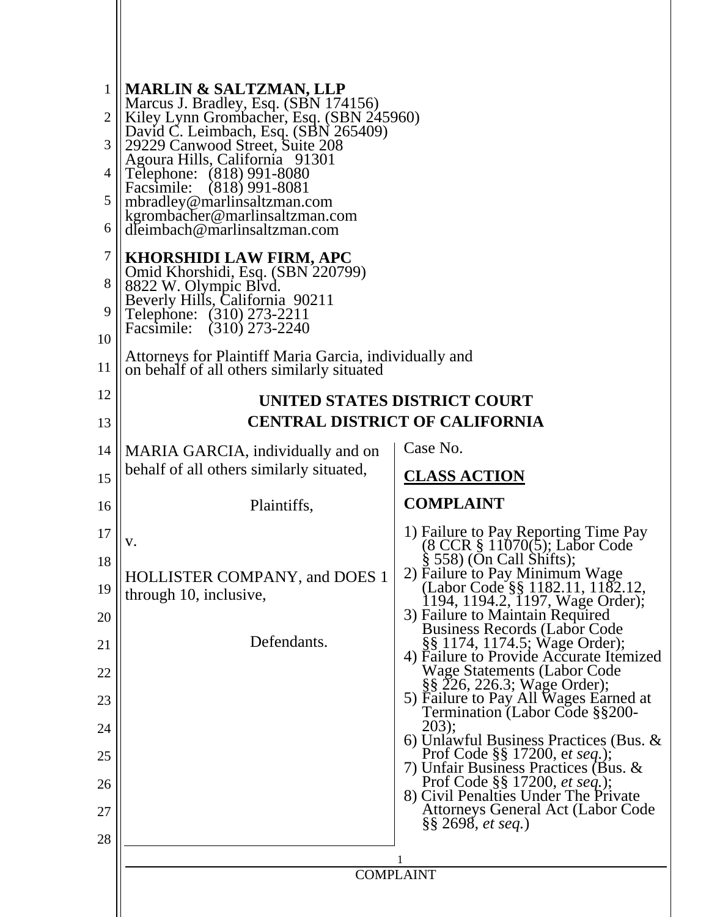**MARLIN & SALTZMAN, LLP**
Marcus J. Bradley, Esq. (SBN 174156)
Kiley Lynn Grombacher, Esq. (SBN 245960)
David C. Leimbach, Esq. (SBN 265409)
29229 Canwood Street, Suite 208
Agoura Hills, California 91301
Telephone: (818) 991-8080
Facsimile: (818) 991-8081
mbradley@marlinsaltzman.com
kgrombacher@marlinsaltzman.com
dleimbach@marlinsaltzman.com

**KHORSHIDI LAW FIRM, APC**
Omid Khorshidi, Esq. (SBN 220799)
8822 W. Olympic Blvd.
Beverly Hills, California 90211
Telephone: (310) 273-2211
Facsimile: (310) 273-2240

Attorneys for Plaintiff Maria Garcia, individually and on behalf of all others similarly situated

**UNITED STATES DISTRICT COURT**
**CENTRAL DISTRICT OF CALIFORNIA**

MARIA GARCIA, individually and on behalf of all others similarly situated,

Plaintiffs,

v.

HOLLISTER COMPANY, and DOES 1 through 10, inclusive,

Defendants.

Case No.

**CLASS ACTION**

**COMPLAINT**

1) Failure to Pay Reporting Time Pay (8 CCR § 11070(5); Labor Code § 558) (On Call Shifts);
2) Failure to Pay Minimum Wage (Labor Code §§ 1182.11, 1182.12, 1194, 1194.2, 1197, Wage Order);
3) Failure to Maintain Required Business Records (Labor Code §§ 1174, 1174.5; Wage Order);
4) Failure to Provide Accurate Itemized Wage Statements (Labor Code §§ 226, 226.3; Wage Order);
5) Failure to Pay All Wages Earned at Termination (Labor Code §§200-203);
6) Unlawful Business Practices (Bus. & Prof Code §§ 17200, e*t seq*.);
7) Unfair Business Practices (Bus. & Prof Code §§ 17200, *et seq*.);
8) Civil Penalties Under The Private Attorneys General Act (Labor Code §§ 2698, *et seq.*)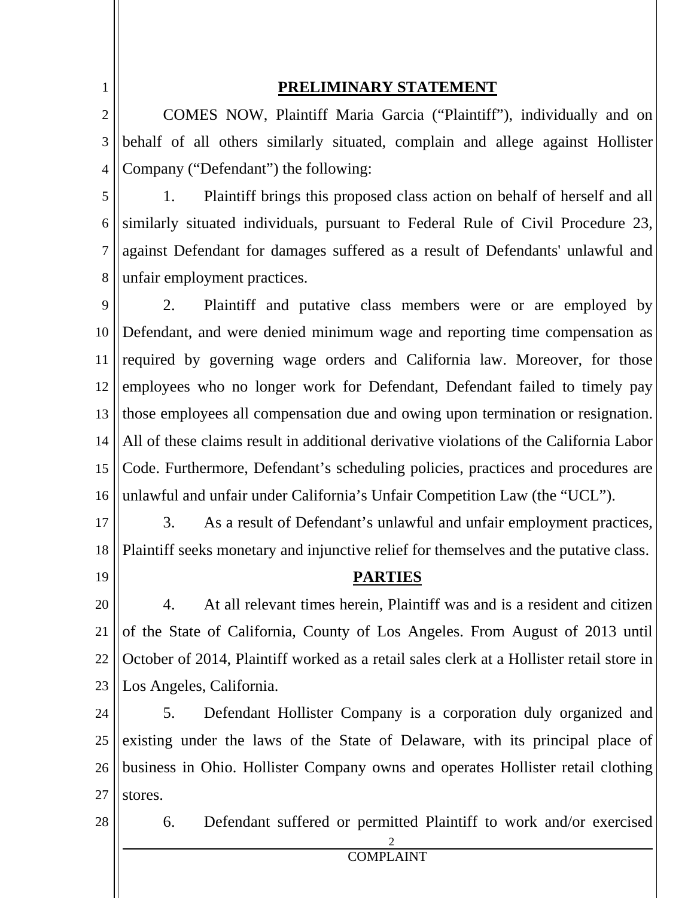## PRELIMINARY STATEMENT

COMES NOW, Plaintiff Maria Garcia ("Plaintiff"), individually and on behalf of all others similarly situated, complain and allege against Hollister Company ("Defendant") the following:

1. Plaintiff brings this proposed class action on behalf of herself and all similarly situated individuals, pursuant to Federal Rule of Civil Procedure 23, against Defendant for damages suffered as a result of Defendants' unlawful and unfair employment practices.

2. Plaintiff and putative class members were or are employed by Defendant, and were denied minimum wage and reporting time compensation as required by governing wage orders and California law. Moreover, for those employees who no longer work for Defendant, Defendant failed to timely pay those employees all compensation due and owing upon termination or resignation. All of these claims result in additional derivative violations of the California Labor Code. Furthermore, Defendant's scheduling policies, practices and procedures are unlawful and unfair under California's Unfair Competition Law (the "UCL").

3. As a result of Defendant's unlawful and unfair employment practices, Plaintiff seeks monetary and injunctive relief for themselves and the putative class.

## PARTIES

4. At all relevant times herein, Plaintiff was and is a resident and citizen of the State of California, County of Los Angeles. From August of 2013 until October of 2014, Plaintiff worked as a retail sales clerk at a Hollister retail store in Los Angeles, California.

5. Defendant Hollister Company is a corporation duly organized and existing under the laws of the State of Delaware, with its principal place of business in Ohio. Hollister Company owns and operates Hollister retail clothing stores.

6. Defendant suffered or permitted Plaintiff to work and/or exercised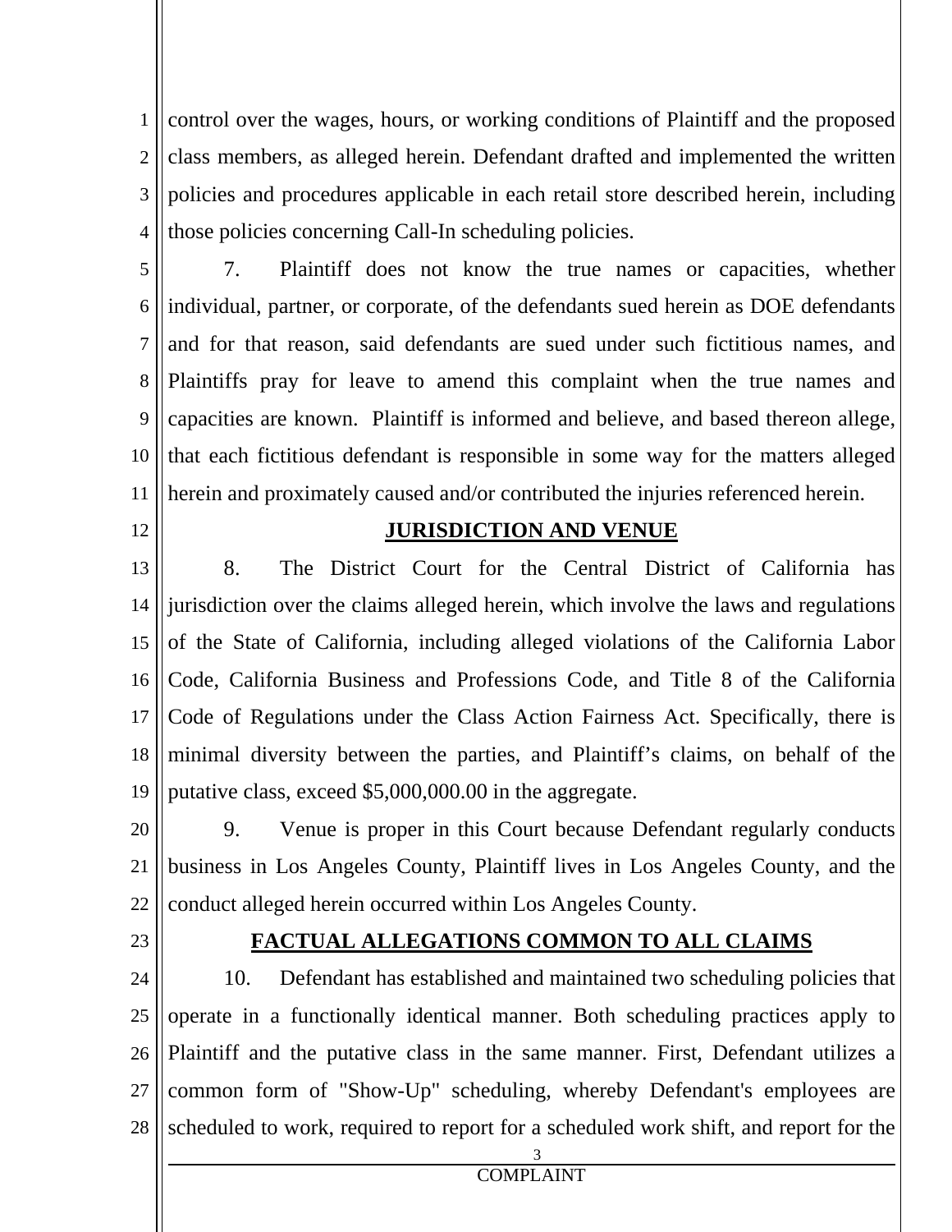control over the wages, hours, or working conditions of Plaintiff and the proposed class members, as alleged herein. Defendant drafted and implemented the written policies and procedures applicable in each retail store described herein, including those policies concerning Call-In scheduling policies.

7. Plaintiff does not know the true names or capacities, whether individual, partner, or corporate, of the defendants sued herein as DOE defendants and for that reason, said defendants are sued under such fictitious names, and Plaintiffs pray for leave to amend this complaint when the true names and capacities are known. Plaintiff is informed and believe, and based thereon allege, that each fictitious defendant is responsible in some way for the matters alleged herein and proximately caused and/or contributed the injuries referenced herein.

## JURISDICTION AND VENUE

8. The District Court for the Central District of California has jurisdiction over the claims alleged herein, which involve the laws and regulations of the State of California, including alleged violations of the California Labor Code, California Business and Professions Code, and Title 8 of the California Code of Regulations under the Class Action Fairness Act. Specifically, there is minimal diversity between the parties, and Plaintiff's claims, on behalf of the putative class, exceed $5,000,000.00 in the aggregate.

9. Venue is proper in this Court because Defendant regularly conducts business in Los Angeles County, Plaintiff lives in Los Angeles County, and the conduct alleged herein occurred within Los Angeles County.

## FACTUAL ALLEGATIONS COMMON TO ALL CLAIMS

10. Defendant has established and maintained two scheduling policies that operate in a functionally identical manner. Both scheduling practices apply to Plaintiff and the putative class in the same manner. First, Defendant utilizes a common form of "Show-Up" scheduling, whereby Defendant's employees are scheduled to work, required to report for a scheduled work shift, and report for the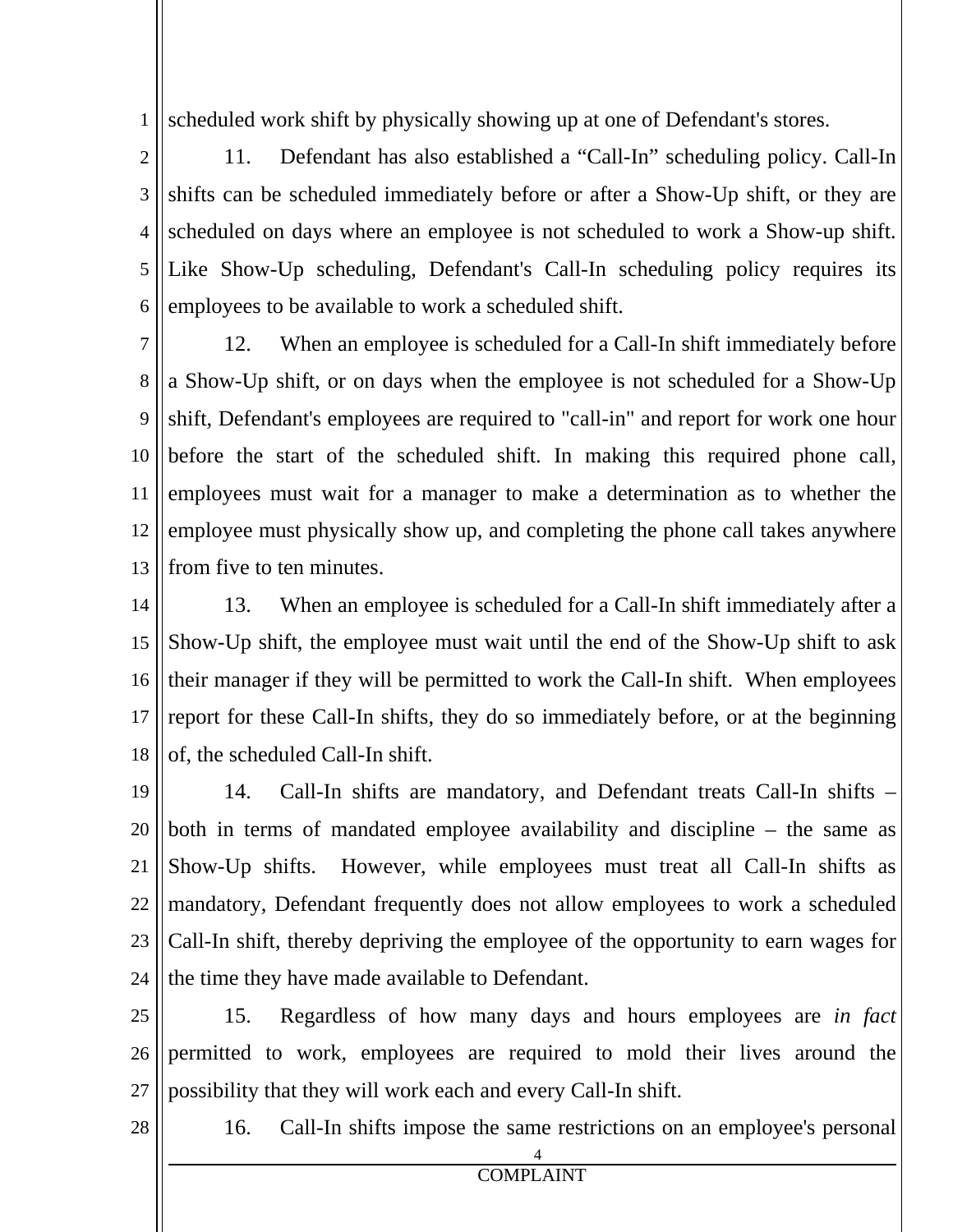scheduled work shift by physically showing up at one of Defendant's stores.

11. Defendant has also established a "Call-In" scheduling policy. Call-In shifts can be scheduled immediately before or after a Show-Up shift, or they are scheduled on days where an employee is not scheduled to work a Show-up shift. Like Show-Up scheduling, Defendant's Call-In scheduling policy requires its employees to be available to work a scheduled shift.

12. When an employee is scheduled for a Call-In shift immediately before a Show-Up shift, or on days when the employee is not scheduled for a Show-Up shift, Defendant's employees are required to "call-in" and report for work one hour before the start of the scheduled shift. In making this required phone call, employees must wait for a manager to make a determination as to whether the employee must physically show up, and completing the phone call takes anywhere from five to ten minutes.

13. When an employee is scheduled for a Call-In shift immediately after a Show-Up shift, the employee must wait until the end of the Show-Up shift to ask their manager if they will be permitted to work the Call-In shift. When employees report for these Call-In shifts, they do so immediately before, or at the beginning of, the scheduled Call-In shift.

14. Call-In shifts are mandatory, and Defendant treats Call-In shifts – both in terms of mandated employee availability and discipline – the same as Show-Up shifts. However, while employees must treat all Call-In shifts as mandatory, Defendant frequently does not allow employees to work a scheduled Call-In shift, thereby depriving the employee of the opportunity to earn wages for the time they have made available to Defendant.

15. Regardless of how many days and hours employees are *in fact* permitted to work, employees are required to mold their lives around the possibility that they will work each and every Call-In shift.

16. Call-In shifts impose the same restrictions on an employee's personal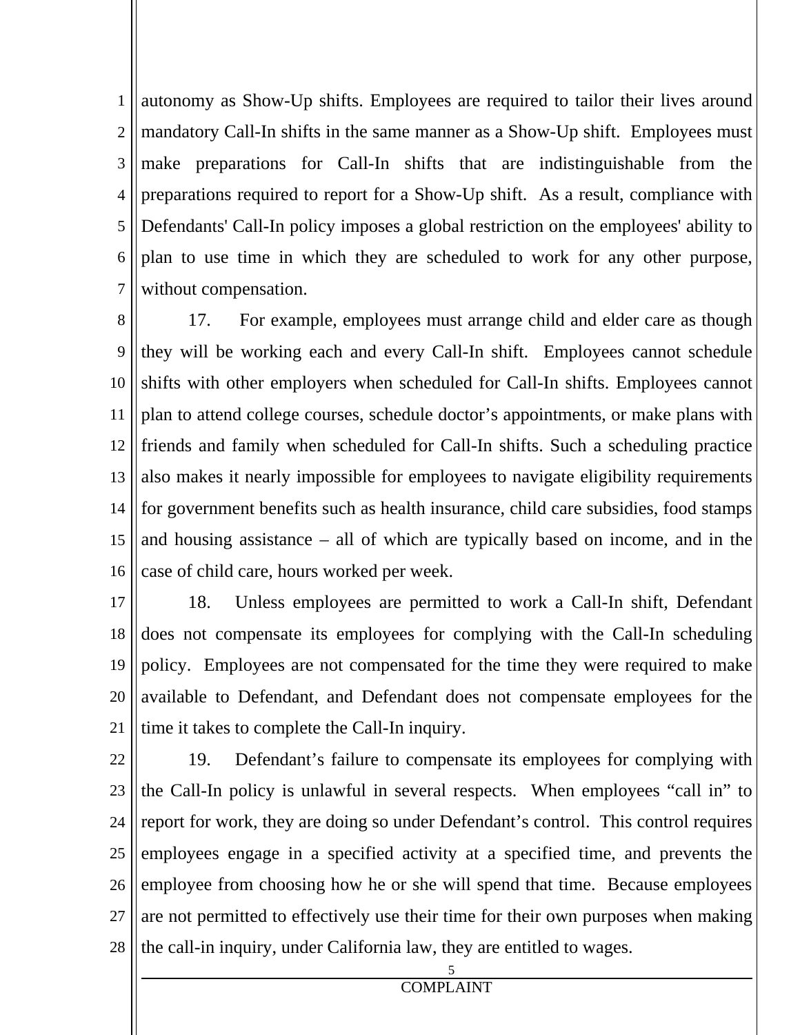autonomy as Show-Up shifts. Employees are required to tailor their lives around mandatory Call-In shifts in the same manner as a Show-Up shift. Employees must make preparations for Call-In shifts that are indistinguishable from the preparations required to report for a Show-Up shift. As a result, compliance with Defendants' Call-In policy imposes a global restriction on the employees' ability to plan to use time in which they are scheduled to work for any other purpose, without compensation.

17. For example, employees must arrange child and elder care as though they will be working each and every Call-In shift. Employees cannot schedule shifts with other employers when scheduled for Call-In shifts. Employees cannot plan to attend college courses, schedule doctor's appointments, or make plans with friends and family when scheduled for Call-In shifts. Such a scheduling practice also makes it nearly impossible for employees to navigate eligibility requirements for government benefits such as health insurance, child care subsidies, food stamps and housing assistance – all of which are typically based on income, and in the case of child care, hours worked per week.

18. Unless employees are permitted to work a Call-In shift, Defendant does not compensate its employees for complying with the Call-In scheduling policy. Employees are not compensated for the time they were required to make available to Defendant, and Defendant does not compensate employees for the time it takes to complete the Call-In inquiry.

19. Defendant's failure to compensate its employees for complying with the Call-In policy is unlawful in several respects. When employees "call in" to report for work, they are doing so under Defendant's control. This control requires employees engage in a specified activity at a specified time, and prevents the employee from choosing how he or she will spend that time. Because employees are not permitted to effectively use their time for their own purposes when making the call-in inquiry, under California law, they are entitled to wages.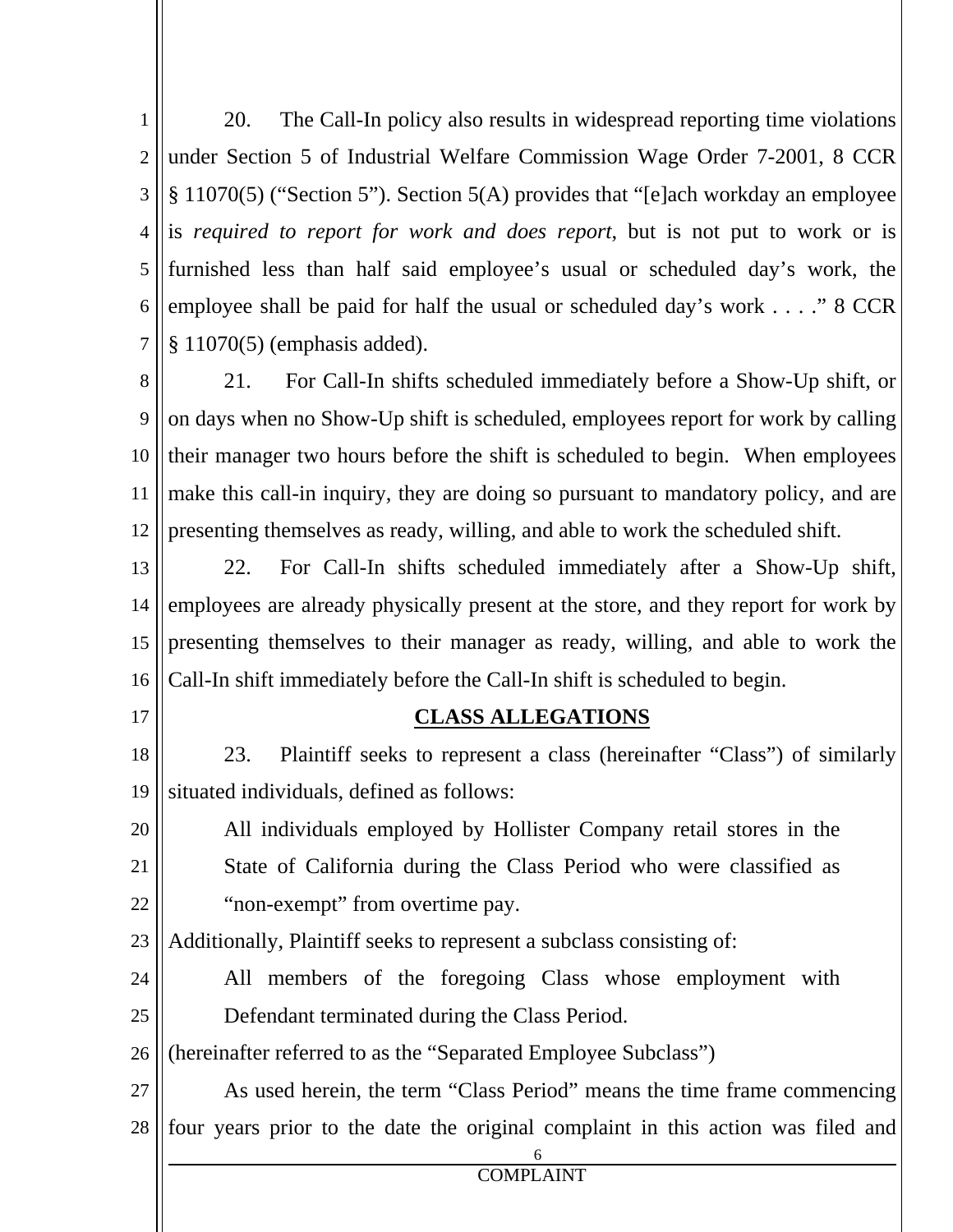20. The Call-In policy also results in widespread reporting time violations under Section 5 of Industrial Welfare Commission Wage Order 7-2001, 8 CCR § 11070(5) ("Section 5"). Section 5(A) provides that "[e]ach workday an employee is *required to report for work and does report*, but is not put to work or is furnished less than half said employee's usual or scheduled day's work, the employee shall be paid for half the usual or scheduled day's work . . . ." 8 CCR § 11070(5) (emphasis added).

21. For Call-In shifts scheduled immediately before a Show-Up shift, or on days when no Show-Up shift is scheduled, employees report for work by calling their manager two hours before the shift is scheduled to begin. When employees make this call-in inquiry, they are doing so pursuant to mandatory policy, and are presenting themselves as ready, willing, and able to work the scheduled shift.

22. For Call-In shifts scheduled immediately after a Show-Up shift, employees are already physically present at the store, and they report for work by presenting themselves to their manager as ready, willing, and able to work the Call-In shift immediately before the Call-In shift is scheduled to begin.

## CLASS ALLEGATIONS

23. Plaintiff seeks to represent a class (hereinafter "Class") of similarly situated individuals, defined as follows:

> All individuals employed by Hollister Company retail stores in the State of California during the Class Period who were classified as "non-exempt" from overtime pay.

Additionally, Plaintiff seeks to represent a subclass consisting of:

> All members of the foregoing Class whose employment with Defendant terminated during the Class Period.

(hereinafter referred to as the "Separated Employee Subclass")

As used herein, the term "Class Period" means the time frame commencing four years prior to the date the original complaint in this action was filed and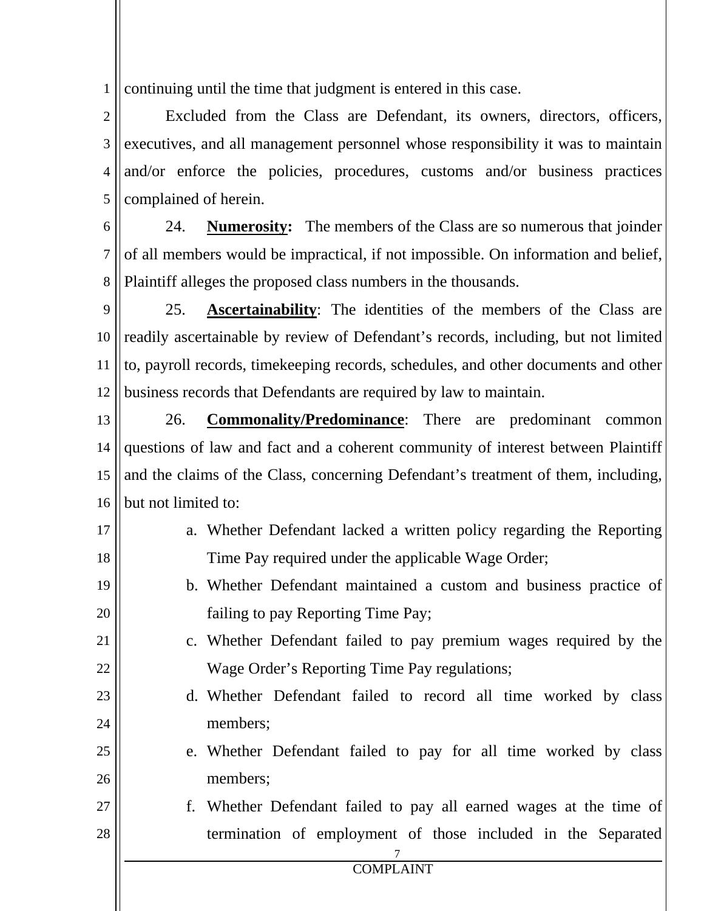continuing until the time that judgment is entered in this case.

Excluded from the Class are Defendant, its owners, directors, officers, executives, and all management personnel whose responsibility it was to maintain and/or enforce the policies, procedures, customs and/or business practices complained of herein.

24. **Numerosity:** The members of the Class are so numerous that joinder of all members would be impractical, if not impossible. On information and belief, Plaintiff alleges the proposed class numbers in the thousands.

25. **Ascertainability**: The identities of the members of the Class are readily ascertainable by review of Defendant's records, including, but not limited to, payroll records, timekeeping records, schedules, and other documents and other business records that Defendants are required by law to maintain.

26. **Commonality/Predominance**: There are predominant common questions of law and fact and a coherent community of interest between Plaintiff and the claims of the Class, concerning Defendant's treatment of them, including, but not limited to:

a. Whether Defendant lacked a written policy regarding the Reporting Time Pay required under the applicable Wage Order;

b. Whether Defendant maintained a custom and business practice of failing to pay Reporting Time Pay;

c. Whether Defendant failed to pay premium wages required by the Wage Order's Reporting Time Pay regulations;

d. Whether Defendant failed to record all time worked by class members;

e. Whether Defendant failed to pay for all time worked by class members;

f. Whether Defendant failed to pay all earned wages at the time of termination of employment of those included in the Separated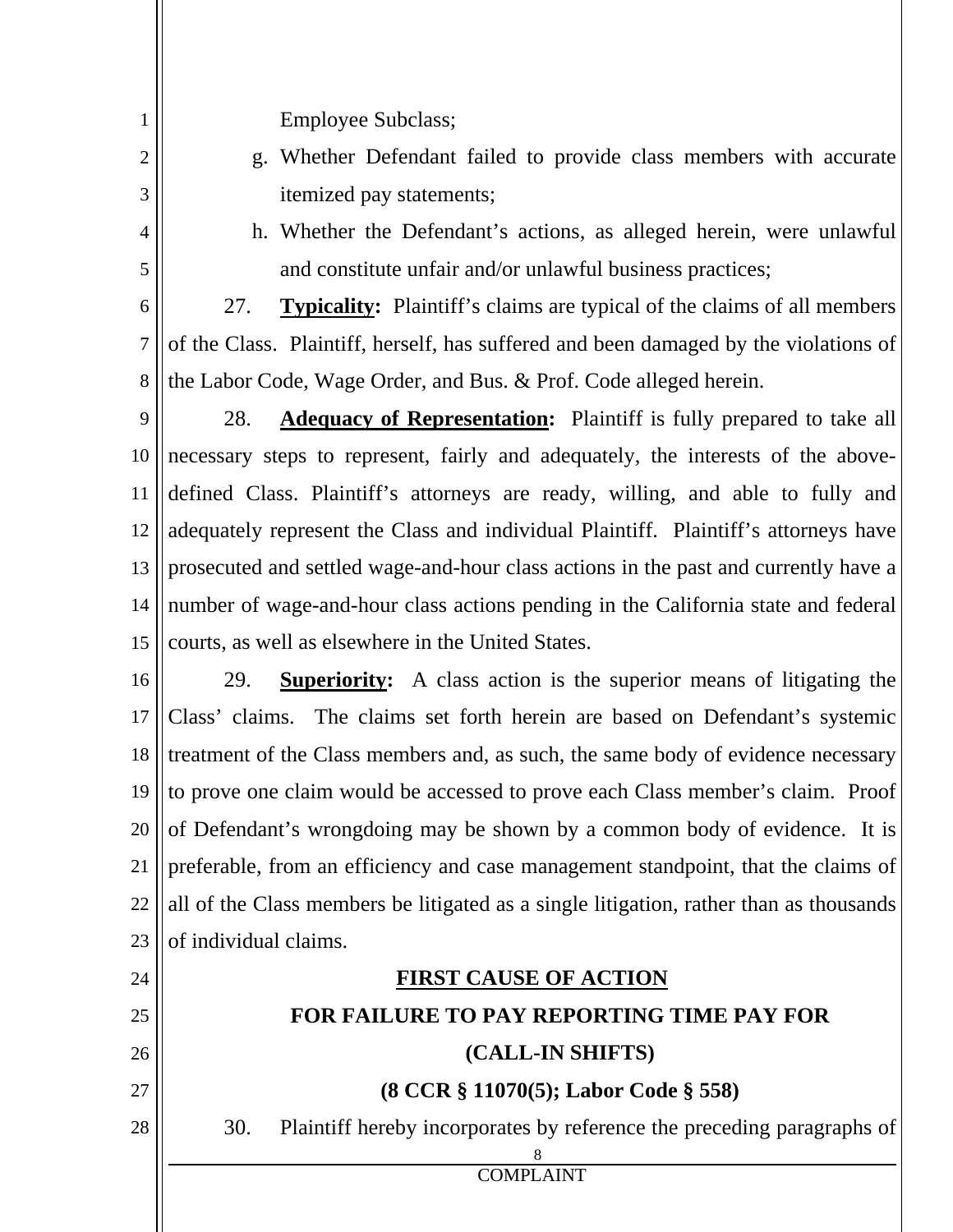Employee Subclass;

g. Whether Defendant failed to provide class members with accurate itemized pay statements;

h. Whether the Defendant's actions, as alleged herein, were unlawful and constitute unfair and/or unlawful business practices;

27. **Typicality:** Plaintiff's claims are typical of the claims of all members of the Class. Plaintiff, herself, has suffered and been damaged by the violations of the Labor Code, Wage Order, and Bus. & Prof. Code alleged herein.

28. **Adequacy of Representation:** Plaintiff is fully prepared to take all necessary steps to represent, fairly and adequately, the interests of the above-defined Class. Plaintiff's attorneys are ready, willing, and able to fully and adequately represent the Class and individual Plaintiff. Plaintiff's attorneys have prosecuted and settled wage-and-hour class actions in the past and currently have a number of wage-and-hour class actions pending in the California state and federal courts, as well as elsewhere in the United States.

29. **Superiority:** A class action is the superior means of litigating the Class' claims. The claims set forth herein are based on Defendant's systemic treatment of the Class members and, as such, the same body of evidence necessary to prove one claim would be accessed to prove each Class member's claim. Proof of Defendant's wrongdoing may be shown by a common body of evidence. It is preferable, from an efficiency and case management standpoint, that the claims of all of the Class members be litigated as a single litigation, rather than as thousands of individual claims.

## FIRST CAUSE OF ACTION

## FOR FAILURE TO PAY REPORTING TIME PAY FOR (CALL-IN SHIFTS)

## (8 CCR § 11070(5); Labor Code § 558)

30. Plaintiff hereby incorporates by reference the preceding paragraphs of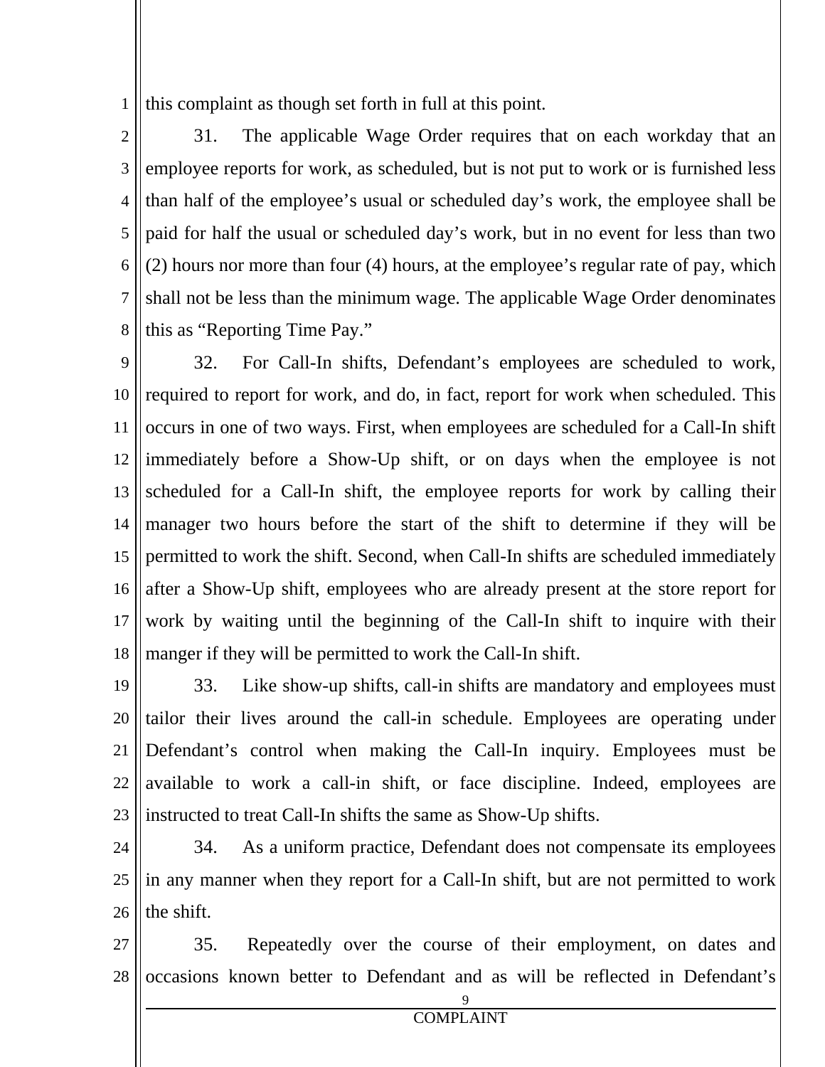this complaint as though set forth in full at this point.

31. The applicable Wage Order requires that on each workday that an employee reports for work, as scheduled, but is not put to work or is furnished less than half of the employee's usual or scheduled day's work, the employee shall be paid for half the usual or scheduled day's work, but in no event for less than two (2) hours nor more than four (4) hours, at the employee's regular rate of pay, which shall not be less than the minimum wage. The applicable Wage Order denominates this as "Reporting Time Pay."

32. For Call-In shifts, Defendant's employees are scheduled to work, required to report for work, and do, in fact, report for work when scheduled. This occurs in one of two ways. First, when employees are scheduled for a Call-In shift immediately before a Show-Up shift, or on days when the employee is not scheduled for a Call-In shift, the employee reports for work by calling their manager two hours before the start of the shift to determine if they will be permitted to work the shift. Second, when Call-In shifts are scheduled immediately after a Show-Up shift, employees who are already present at the store report for work by waiting until the beginning of the Call-In shift to inquire with their manger if they will be permitted to work the Call-In shift.

33. Like show-up shifts, call-in shifts are mandatory and employees must tailor their lives around the call-in schedule. Employees are operating under Defendant's control when making the Call-In inquiry. Employees must be available to work a call-in shift, or face discipline. Indeed, employees are instructed to treat Call-In shifts the same as Show-Up shifts.

34. As a uniform practice, Defendant does not compensate its employees in any manner when they report for a Call-In shift, but are not permitted to work the shift.

35. Repeatedly over the course of their employment, on dates and occasions known better to Defendant and as will be reflected in Defendant's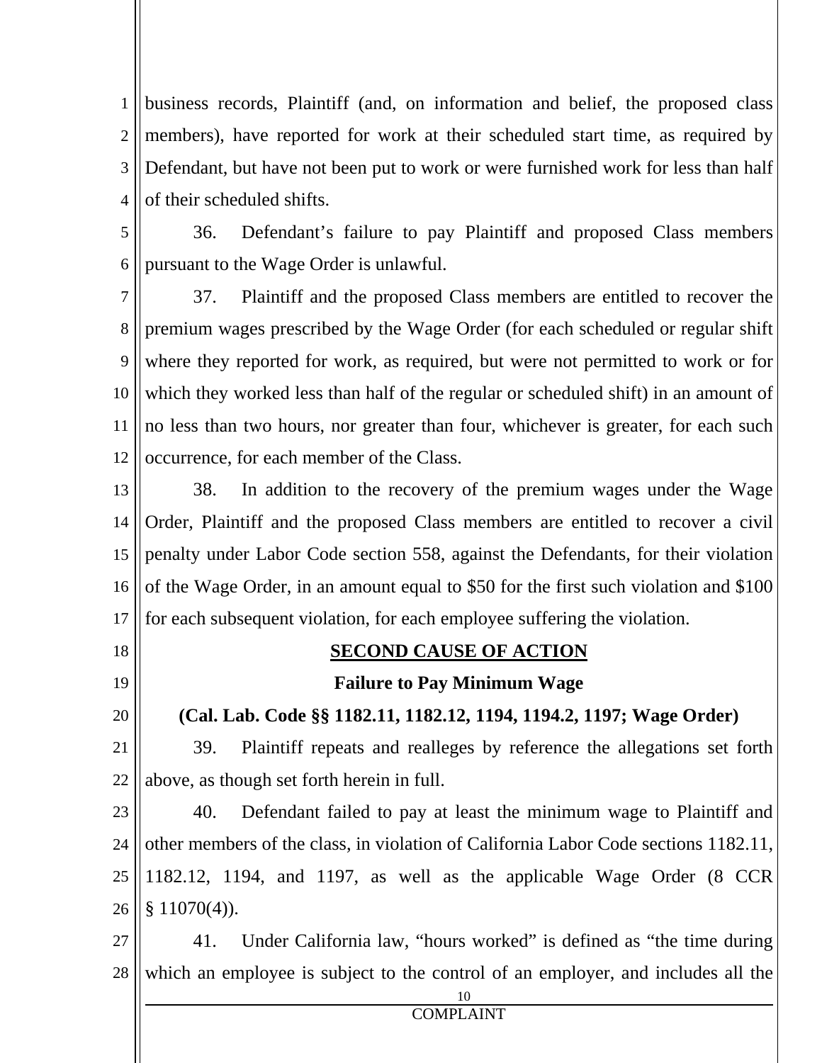business records, Plaintiff (and, on information and belief, the proposed class members), have reported for work at their scheduled start time, as required by Defendant, but have not been put to work or were furnished work for less than half of their scheduled shifts.

36. Defendant's failure to pay Plaintiff and proposed Class members pursuant to the Wage Order is unlawful.

37. Plaintiff and the proposed Class members are entitled to recover the premium wages prescribed by the Wage Order (for each scheduled or regular shift where they reported for work, as required, but were not permitted to work or for which they worked less than half of the regular or scheduled shift) in an amount of no less than two hours, nor greater than four, whichever is greater, for each such occurrence, for each member of the Class.

38. In addition to the recovery of the premium wages under the Wage Order, Plaintiff and the proposed Class members are entitled to recover a civil penalty under Labor Code section 558, against the Defendants, for their violation of the Wage Order, in an amount equal to $50 for the first such violation and $100 for each subsequent violation, for each employee suffering the violation.

## SECOND CAUSE OF ACTION

**Failure to Pay Minimum Wage**

**(Cal. Lab. Code §§ 1182.11, 1182.12, 1194, 1194.2, 1197; Wage Order)**

39. Plaintiff repeats and realleges by reference the allegations set forth above, as though set forth herein in full.

40. Defendant failed to pay at least the minimum wage to Plaintiff and other members of the class, in violation of California Labor Code sections 1182.11, 1182.12, 1194, and 1197, as well as the applicable Wage Order (8 CCR § 11070(4)).

41. Under California law, "hours worked" is defined as "the time during which an employee is subject to the control of an employer, and includes all the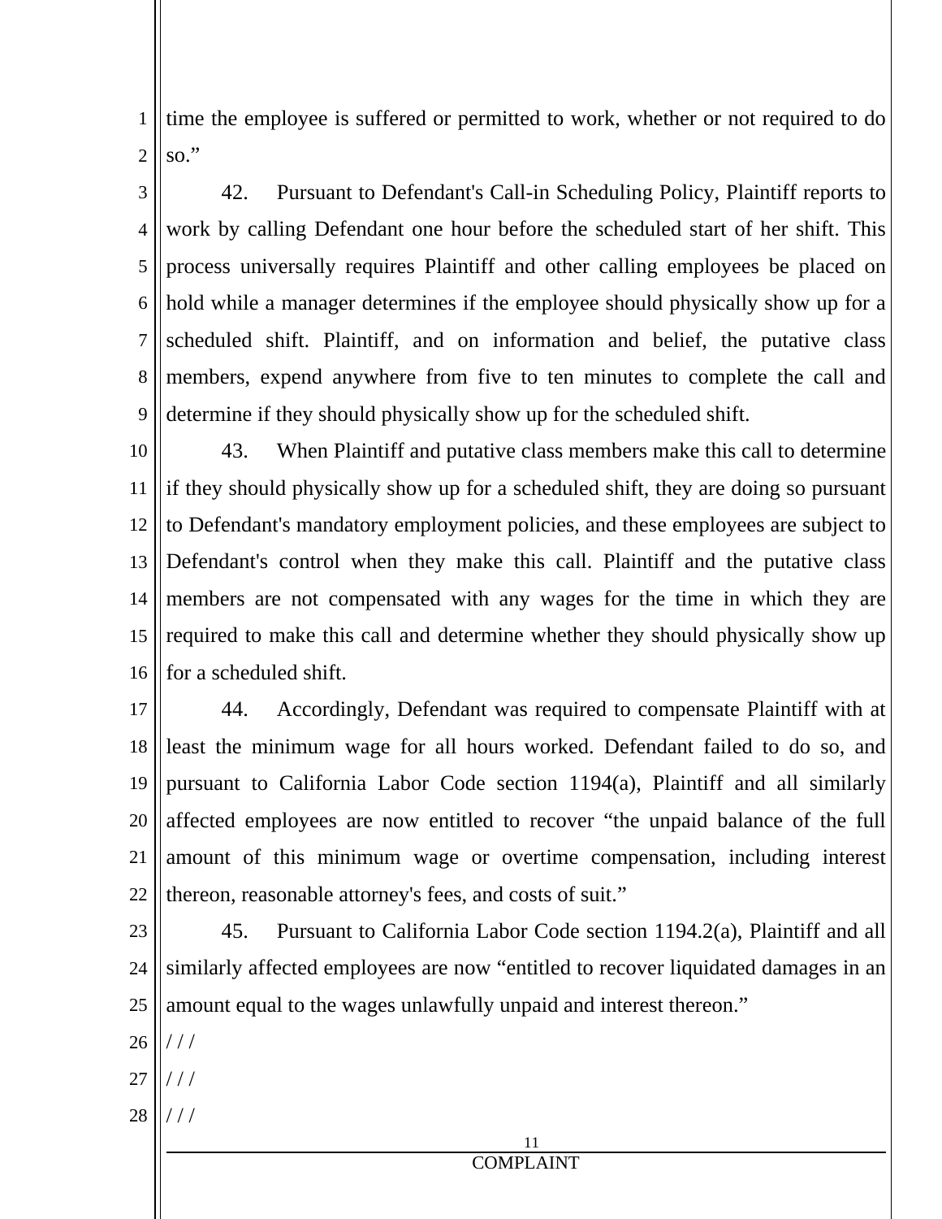time the employee is suffered or permitted to work, whether or not required to do so."

42. Pursuant to Defendant's Call-in Scheduling Policy, Plaintiff reports to work by calling Defendant one hour before the scheduled start of her shift. This process universally requires Plaintiff and other calling employees be placed on hold while a manager determines if the employee should physically show up for a scheduled shift. Plaintiff, and on information and belief, the putative class members, expend anywhere from five to ten minutes to complete the call and determine if they should physically show up for the scheduled shift.

43. When Plaintiff and putative class members make this call to determine if they should physically show up for a scheduled shift, they are doing so pursuant to Defendant's mandatory employment policies, and these employees are subject to Defendant's control when they make this call. Plaintiff and the putative class members are not compensated with any wages for the time in which they are required to make this call and determine whether they should physically show up for a scheduled shift.

44. Accordingly, Defendant was required to compensate Plaintiff with at least the minimum wage for all hours worked. Defendant failed to do so, and pursuant to California Labor Code section 1194(a), Plaintiff and all similarly affected employees are now entitled to recover "the unpaid balance of the full amount of this minimum wage or overtime compensation, including interest thereon, reasonable attorney's fees, and costs of suit."

45. Pursuant to California Labor Code section 1194.2(a), Plaintiff and all similarly affected employees are now "entitled to recover liquidated damages in an amount equal to the wages unlawfully unpaid and interest thereon."

/ / /

/ / /

/ / /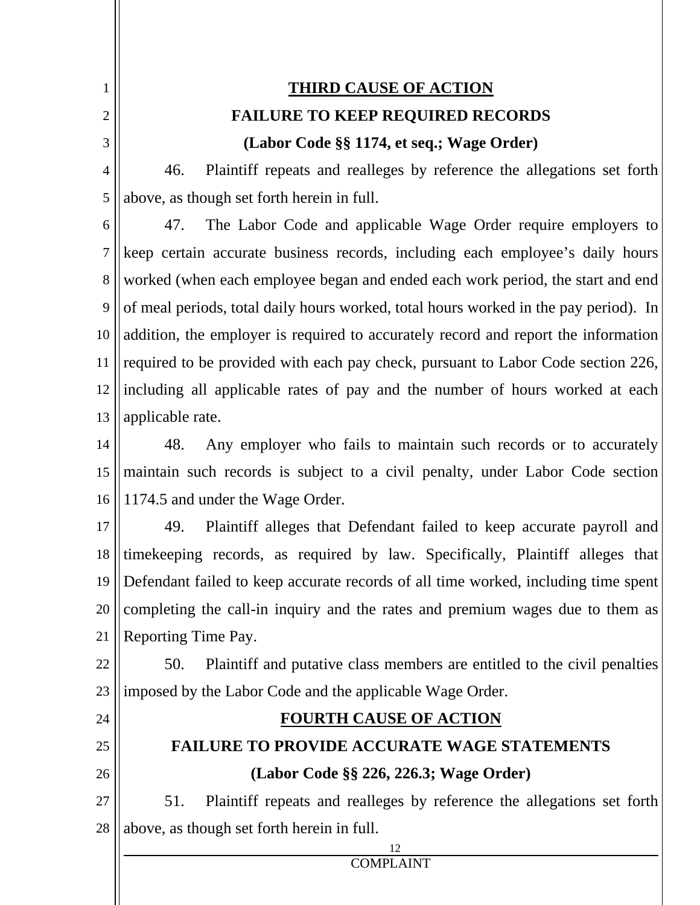## THIRD CAUSE OF ACTION

## FAILURE TO KEEP REQUIRED RECORDS

## (Labor Code §§ 1174, et seq.; Wage Order)

46. Plaintiff repeats and realleges by reference the allegations set forth above, as though set forth herein in full.

47. The Labor Code and applicable Wage Order require employers to keep certain accurate business records, including each employee's daily hours worked (when each employee began and ended each work period, the start and end of meal periods, total daily hours worked, total hours worked in the pay period). In addition, the employer is required to accurately record and report the information required to be provided with each pay check, pursuant to Labor Code section 226, including all applicable rates of pay and the number of hours worked at each applicable rate.

48. Any employer who fails to maintain such records or to accurately maintain such records is subject to a civil penalty, under Labor Code section 1174.5 and under the Wage Order.

49. Plaintiff alleges that Defendant failed to keep accurate payroll and timekeeping records, as required by law. Specifically, Plaintiff alleges that Defendant failed to keep accurate records of all time worked, including time spent completing the call-in inquiry and the rates and premium wages due to them as Reporting Time Pay.

50. Plaintiff and putative class members are entitled to the civil penalties imposed by the Labor Code and the applicable Wage Order.

## FOURTH CAUSE OF ACTION

## FAILURE TO PROVIDE ACCURATE WAGE STATEMENTS

## (Labor Code §§ 226, 226.3; Wage Order)

51. Plaintiff repeats and realleges by reference the allegations set forth above, as though set forth herein in full.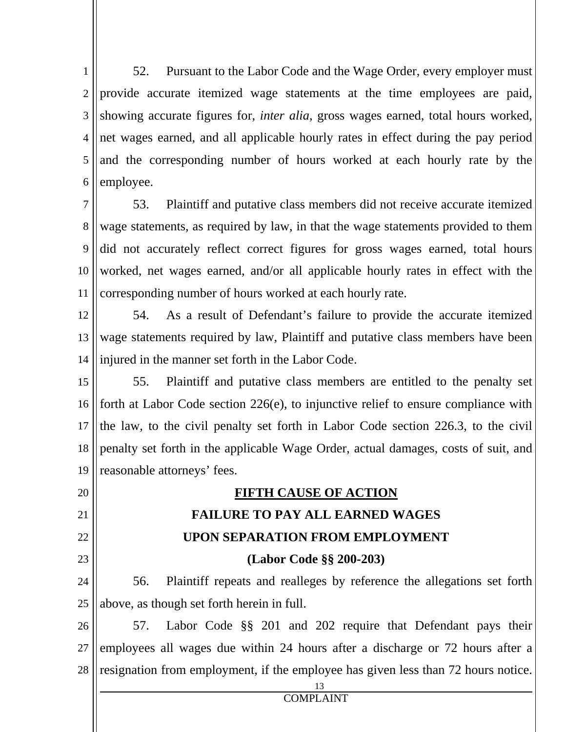52. Pursuant to the Labor Code and the Wage Order, every employer must provide accurate itemized wage statements at the time employees are paid, showing accurate figures for, *inter alia*, gross wages earned, total hours worked, net wages earned, and all applicable hourly rates in effect during the pay period and the corresponding number of hours worked at each hourly rate by the employee.

53. Plaintiff and putative class members did not receive accurate itemized wage statements, as required by law, in that the wage statements provided to them did not accurately reflect correct figures for gross wages earned, total hours worked, net wages earned, and/or all applicable hourly rates in effect with the corresponding number of hours worked at each hourly rate.

54. As a result of Defendant's failure to provide the accurate itemized wage statements required by law, Plaintiff and putative class members have been injured in the manner set forth in the Labor Code.

55. Plaintiff and putative class members are entitled to the penalty set forth at Labor Code section 226(e), to injunctive relief to ensure compliance with the law, to the civil penalty set forth in Labor Code section 226.3, to the civil penalty set forth in the applicable Wage Order, actual damages, costs of suit, and reasonable attorneys' fees.

**FIFTH CAUSE OF ACTION**

**FAILURE TO PAY ALL EARNED WAGES**

**UPON SEPARATION FROM EMPLOYMENT**

**(Labor Code §§ 200-203)**

56. Plaintiff repeats and realleges by reference the allegations set forth above, as though set forth herein in full.

57. Labor Code §§ 201 and 202 require that Defendant pays their employees all wages due within 24 hours after a discharge or 72 hours after a resignation from employment, if the employee has given less than 72 hours notice.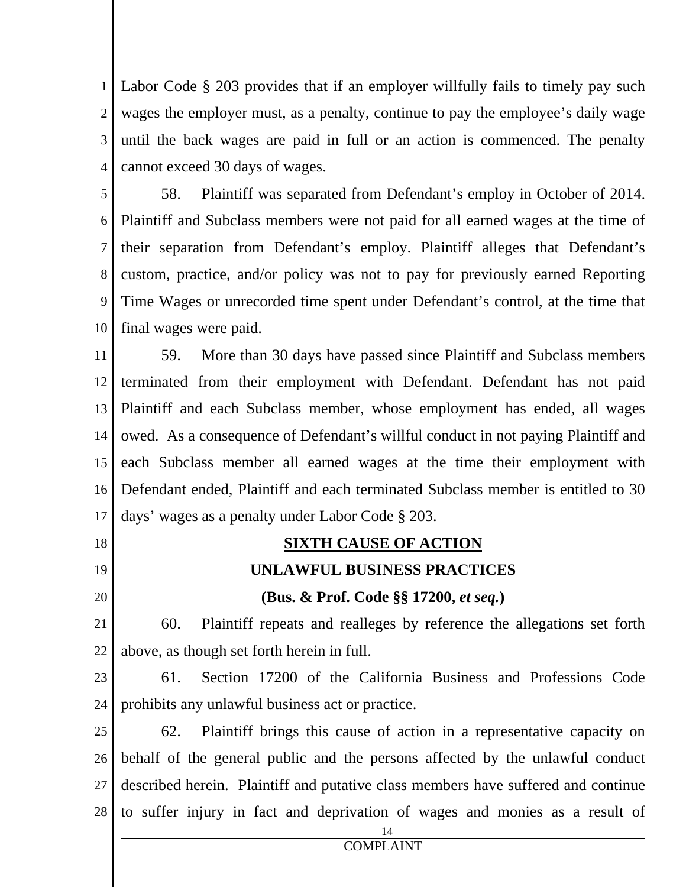Labor Code § 203 provides that if an employer willfully fails to timely pay such wages the employer must, as a penalty, continue to pay the employee's daily wage until the back wages are paid in full or an action is commenced. The penalty cannot exceed 30 days of wages.

58. Plaintiff was separated from Defendant's employ in October of 2014. Plaintiff and Subclass members were not paid for all earned wages at the time of their separation from Defendant's employ. Plaintiff alleges that Defendant's custom, practice, and/or policy was not to pay for previously earned Reporting Time Wages or unrecorded time spent under Defendant's control, at the time that final wages were paid.

59. More than 30 days have passed since Plaintiff and Subclass members terminated from their employment with Defendant. Defendant has not paid Plaintiff and each Subclass member, whose employment has ended, all wages owed. As a consequence of Defendant's willful conduct in not paying Plaintiff and each Subclass member all earned wages at the time their employment with Defendant ended, Plaintiff and each terminated Subclass member is entitled to 30 days' wages as a penalty under Labor Code § 203.

## SIXTH CAUSE OF ACTION

### UNLAWFUL BUSINESS PRACTICES

### (Bus. & Prof. Code §§ 17200, *et seq.*)

60. Plaintiff repeats and realleges by reference the allegations set forth above, as though set forth herein in full.

61. Section 17200 of the California Business and Professions Code prohibits any unlawful business act or practice.

62. Plaintiff brings this cause of action in a representative capacity on behalf of the general public and the persons affected by the unlawful conduct described herein. Plaintiff and putative class members have suffered and continue to suffer injury in fact and deprivation of wages and monies as a result of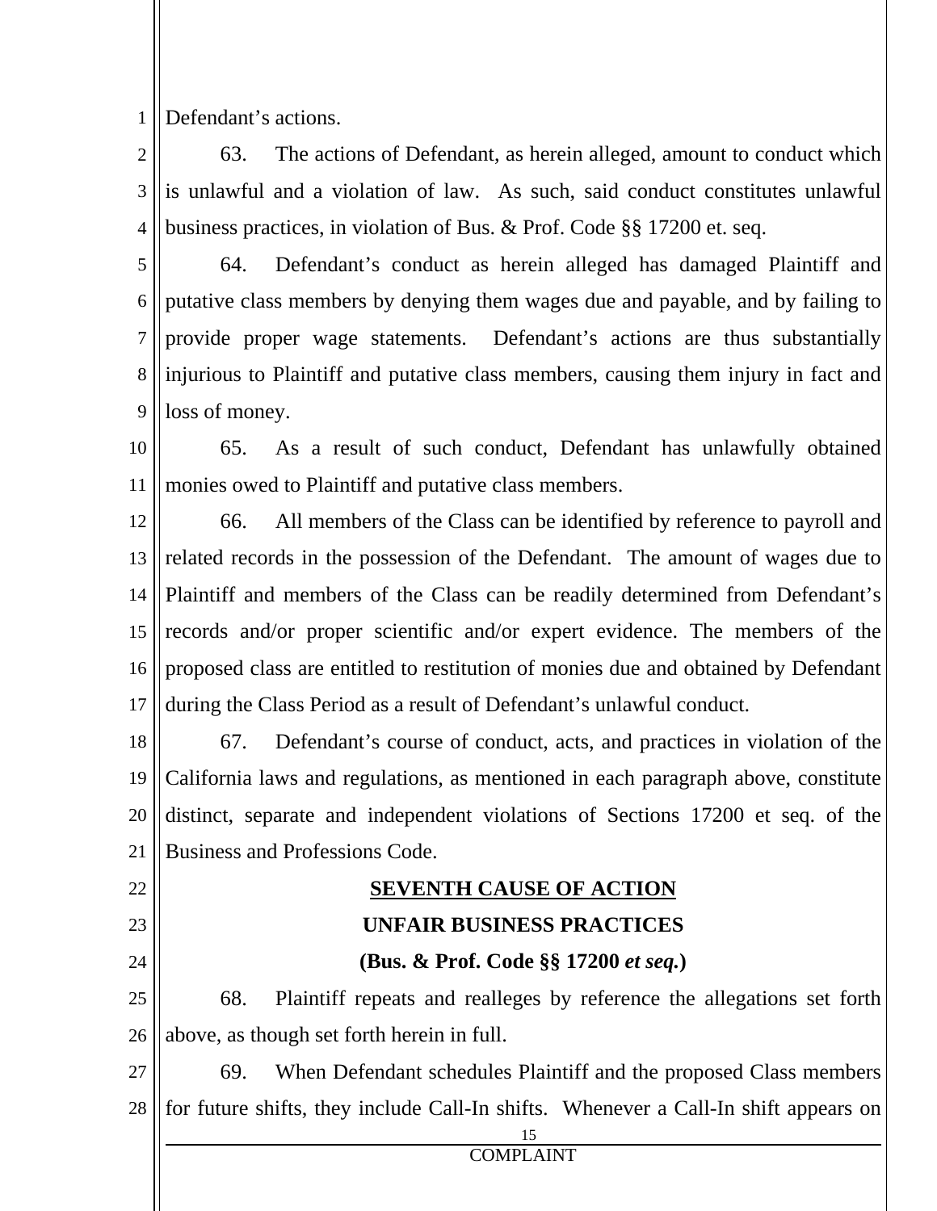Defendant's actions.

63. The actions of Defendant, as herein alleged, amount to conduct which is unlawful and a violation of law. As such, said conduct constitutes unlawful business practices, in violation of Bus. & Prof. Code §§ 17200 et. seq.

64. Defendant's conduct as herein alleged has damaged Plaintiff and putative class members by denying them wages due and payable, and by failing to provide proper wage statements. Defendant's actions are thus substantially injurious to Plaintiff and putative class members, causing them injury in fact and loss of money.

65. As a result of such conduct, Defendant has unlawfully obtained monies owed to Plaintiff and putative class members.

66. All members of the Class can be identified by reference to payroll and related records in the possession of the Defendant. The amount of wages due to Plaintiff and members of the Class can be readily determined from Defendant's records and/or proper scientific and/or expert evidence. The members of the proposed class are entitled to restitution of monies due and obtained by Defendant during the Class Period as a result of Defendant's unlawful conduct.

67. Defendant's course of conduct, acts, and practices in violation of the California laws and regulations, as mentioned in each paragraph above, constitute distinct, separate and independent violations of Sections 17200 et seq. of the Business and Professions Code.

**SEVENTH CAUSE OF ACTION**

**UNFAIR BUSINESS PRACTICES**

**(Bus. & Prof. Code §§ 17200 *et seq.*)**

68. Plaintiff repeats and realleges by reference the allegations set forth above, as though set forth herein in full.

69. When Defendant schedules Plaintiff and the proposed Class members for future shifts, they include Call-In shifts. Whenever a Call-In shift appears on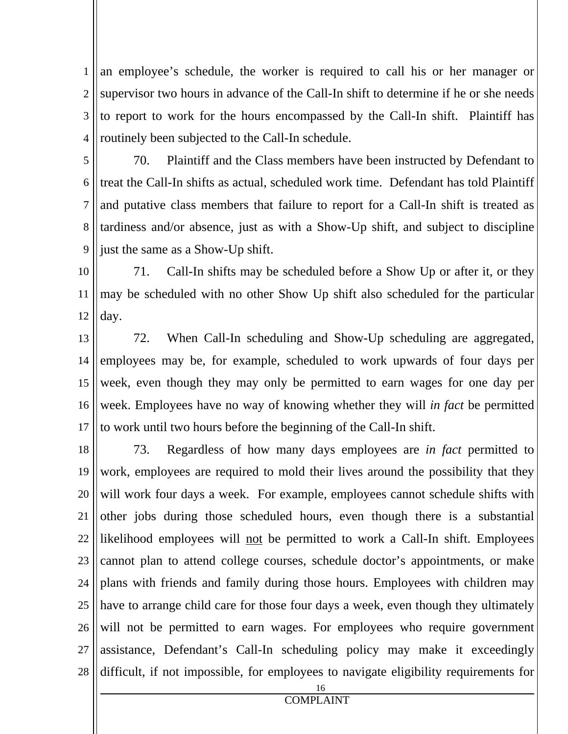an employee's schedule, the worker is required to call his or her manager or supervisor two hours in advance of the Call-In shift to determine if he or she needs to report to work for the hours encompassed by the Call-In shift. Plaintiff has routinely been subjected to the Call-In schedule.

70. Plaintiff and the Class members have been instructed by Defendant to treat the Call-In shifts as actual, scheduled work time. Defendant has told Plaintiff and putative class members that failure to report for a Call-In shift is treated as tardiness and/or absence, just as with a Show-Up shift, and subject to discipline just the same as a Show-Up shift.

71. Call-In shifts may be scheduled before a Show Up or after it, or they may be scheduled with no other Show Up shift also scheduled for the particular day.

72. When Call-In scheduling and Show-Up scheduling are aggregated, employees may be, for example, scheduled to work upwards of four days per week, even though they may only be permitted to earn wages for one day per week. Employees have no way of knowing whether they will *in fact* be permitted to work until two hours before the beginning of the Call-In shift.

73. Regardless of how many days employees are *in fact* permitted to work, employees are required to mold their lives around the possibility that they will work four days a week. For example, employees cannot schedule shifts with other jobs during those scheduled hours, even though there is a substantial likelihood employees will <u>not</u> be permitted to work a Call-In shift. Employees cannot plan to attend college courses, schedule doctor's appointments, or make plans with friends and family during those hours. Employees with children may have to arrange child care for those four days a week, even though they ultimately will not be permitted to earn wages. For employees who require government assistance, Defendant's Call-In scheduling policy may make it exceedingly difficult, if not impossible, for employees to navigate eligibility requirements for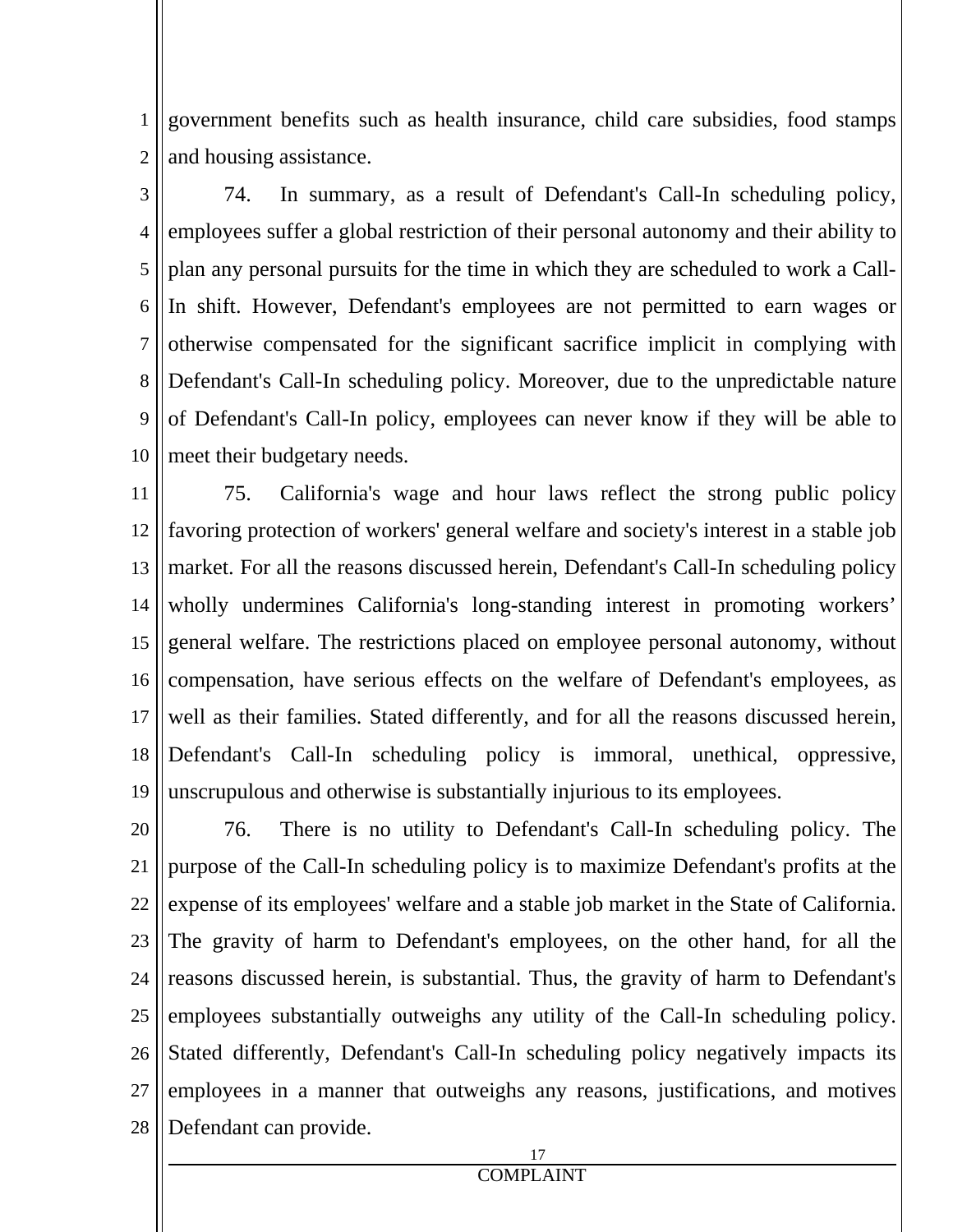government benefits such as health insurance, child care subsidies, food stamps and housing assistance.

74. In summary, as a result of Defendant's Call-In scheduling policy, employees suffer a global restriction of their personal autonomy and their ability to plan any personal pursuits for the time in which they are scheduled to work a Call-In shift. However, Defendant's employees are not permitted to earn wages or otherwise compensated for the significant sacrifice implicit in complying with Defendant's Call-In scheduling policy. Moreover, due to the unpredictable nature of Defendant's Call-In policy, employees can never know if they will be able to meet their budgetary needs.

75. California's wage and hour laws reflect the strong public policy favoring protection of workers' general welfare and society's interest in a stable job market. For all the reasons discussed herein, Defendant's Call-In scheduling policy wholly undermines California's long-standing interest in promoting workers' general welfare. The restrictions placed on employee personal autonomy, without compensation, have serious effects on the welfare of Defendant's employees, as well as their families. Stated differently, and for all the reasons discussed herein, Defendant's Call-In scheduling policy is immoral, unethical, oppressive, unscrupulous and otherwise is substantially injurious to its employees.

76. There is no utility to Defendant's Call-In scheduling policy. The purpose of the Call-In scheduling policy is to maximize Defendant's profits at the expense of its employees' welfare and a stable job market in the State of California. The gravity of harm to Defendant's employees, on the other hand, for all the reasons discussed herein, is substantial. Thus, the gravity of harm to Defendant's employees substantially outweighs any utility of the Call-In scheduling policy. Stated differently, Defendant's Call-In scheduling policy negatively impacts its employees in a manner that outweighs any reasons, justifications, and motives Defendant can provide.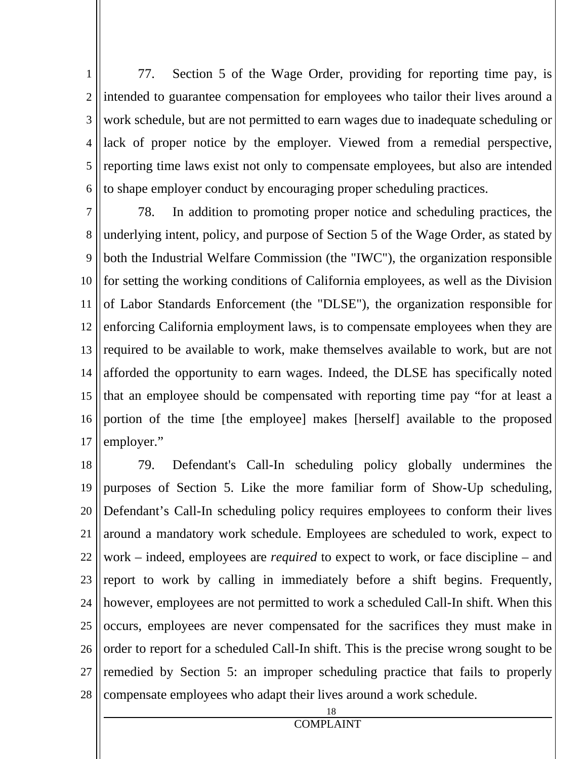77. Section 5 of the Wage Order, providing for reporting time pay, is intended to guarantee compensation for employees who tailor their lives around a work schedule, but are not permitted to earn wages due to inadequate scheduling or lack of proper notice by the employer. Viewed from a remedial perspective, reporting time laws exist not only to compensate employees, but also are intended to shape employer conduct by encouraging proper scheduling practices.

78. In addition to promoting proper notice and scheduling practices, the underlying intent, policy, and purpose of Section 5 of the Wage Order, as stated by both the Industrial Welfare Commission (the "IWC"), the organization responsible for setting the working conditions of California employees, as well as the Division of Labor Standards Enforcement (the "DLSE"), the organization responsible for enforcing California employment laws, is to compensate employees when they are required to be available to work, make themselves available to work, but are not afforded the opportunity to earn wages. Indeed, the DLSE has specifically noted that an employee should be compensated with reporting time pay "for at least a portion of the time [the employee] makes [herself] available to the proposed employer."

79. Defendant's Call-In scheduling policy globally undermines the purposes of Section 5. Like the more familiar form of Show-Up scheduling, Defendant's Call-In scheduling policy requires employees to conform their lives around a mandatory work schedule. Employees are scheduled to work, expect to work – indeed, employees are *required* to expect to work, or face discipline – and report to work by calling in immediately before a shift begins. Frequently, however, employees are not permitted to work a scheduled Call-In shift. When this occurs, employees are never compensated for the sacrifices they must make in order to report for a scheduled Call-In shift. This is the precise wrong sought to be remedied by Section 5: an improper scheduling practice that fails to properly compensate employees who adapt their lives around a work schedule.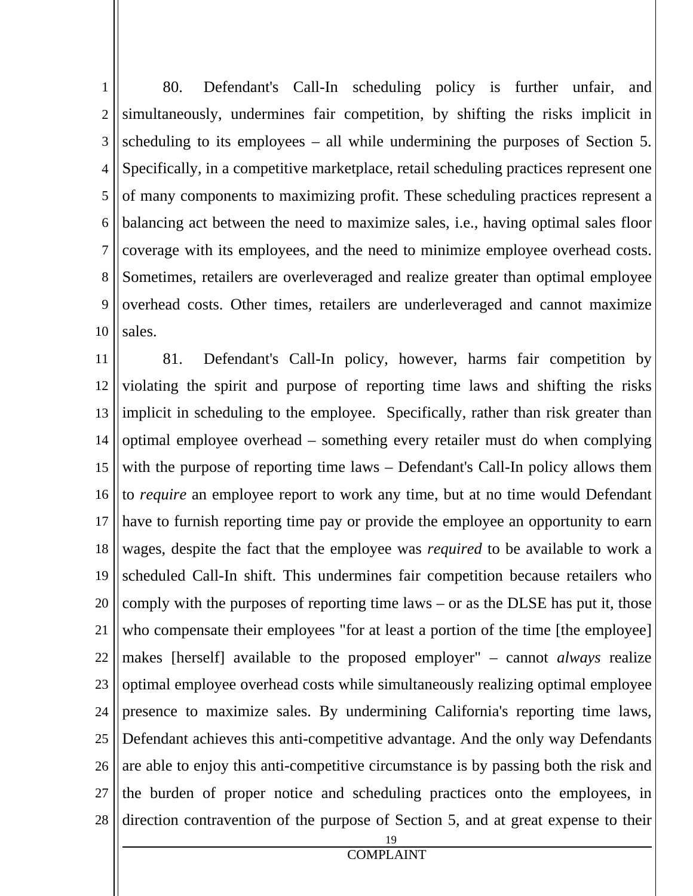80. Defendant's Call-In scheduling policy is further unfair, and simultaneously, undermines fair competition, by shifting the risks implicit in scheduling to its employees – all while undermining the purposes of Section 5. Specifically, in a competitive marketplace, retail scheduling practices represent one of many components to maximizing profit. These scheduling practices represent a balancing act between the need to maximize sales, i.e., having optimal sales floor coverage with its employees, and the need to minimize employee overhead costs. Sometimes, retailers are overleveraged and realize greater than optimal employee overhead costs. Other times, retailers are underleveraged and cannot maximize sales.

81. Defendant's Call-In policy, however, harms fair competition by violating the spirit and purpose of reporting time laws and shifting the risks implicit in scheduling to the employee. Specifically, rather than risk greater than optimal employee overhead – something every retailer must do when complying with the purpose of reporting time laws – Defendant's Call-In policy allows them to *require* an employee report to work any time, but at no time would Defendant have to furnish reporting time pay or provide the employee an opportunity to earn wages, despite the fact that the employee was *required* to be available to work a scheduled Call-In shift. This undermines fair competition because retailers who comply with the purposes of reporting time laws – or as the DLSE has put it, those who compensate their employees "for at least a portion of the time [the employee] makes [herself] available to the proposed employer" – cannot *always* realize optimal employee overhead costs while simultaneously realizing optimal employee presence to maximize sales. By undermining California's reporting time laws, Defendant achieves this anti-competitive advantage. And the only way Defendants are able to enjoy this anti-competitive circumstance is by passing both the risk and the burden of proper notice and scheduling practices onto the employees, in direction contravention of the purpose of Section 5, and at great expense to their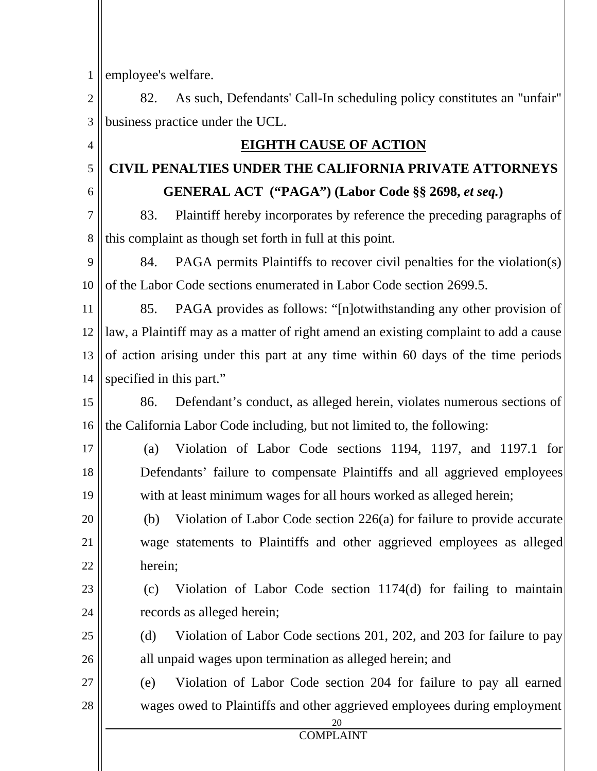employee's welfare.

82. As such, Defendants' Call-In scheduling policy constitutes an "unfair" business practice under the UCL.

## EIGHTH CAUSE OF ACTION

## CIVIL PENALTIES UNDER THE CALIFORNIA PRIVATE ATTORNEYS GENERAL ACT ("PAGA") (Labor Code §§ 2698, *et seq.*)

83. Plaintiff hereby incorporates by reference the preceding paragraphs of this complaint as though set forth in full at this point.

84. PAGA permits Plaintiffs to recover civil penalties for the violation(s) of the Labor Code sections enumerated in Labor Code section 2699.5.

85. PAGA provides as follows: "[n]otwithstanding any other provision of law, a Plaintiff may as a matter of right amend an existing complaint to add a cause of action arising under this part at any time within 60 days of the time periods specified in this part."

86. Defendant's conduct, as alleged herein, violates numerous sections of the California Labor Code including, but not limited to, the following:

(a) Violation of Labor Code sections 1194, 1197, and 1197.1 for Defendants' failure to compensate Plaintiffs and all aggrieved employees with at least minimum wages for all hours worked as alleged herein;

(b) Violation of Labor Code section 226(a) for failure to provide accurate wage statements to Plaintiffs and other aggrieved employees as alleged herein;

(c) Violation of Labor Code section 1174(d) for failing to maintain records as alleged herein;

(d) Violation of Labor Code sections 201, 202, and 203 for failure to pay all unpaid wages upon termination as alleged herein; and

(e) Violation of Labor Code section 204 for failure to pay all earned wages owed to Plaintiffs and other aggrieved employees during employment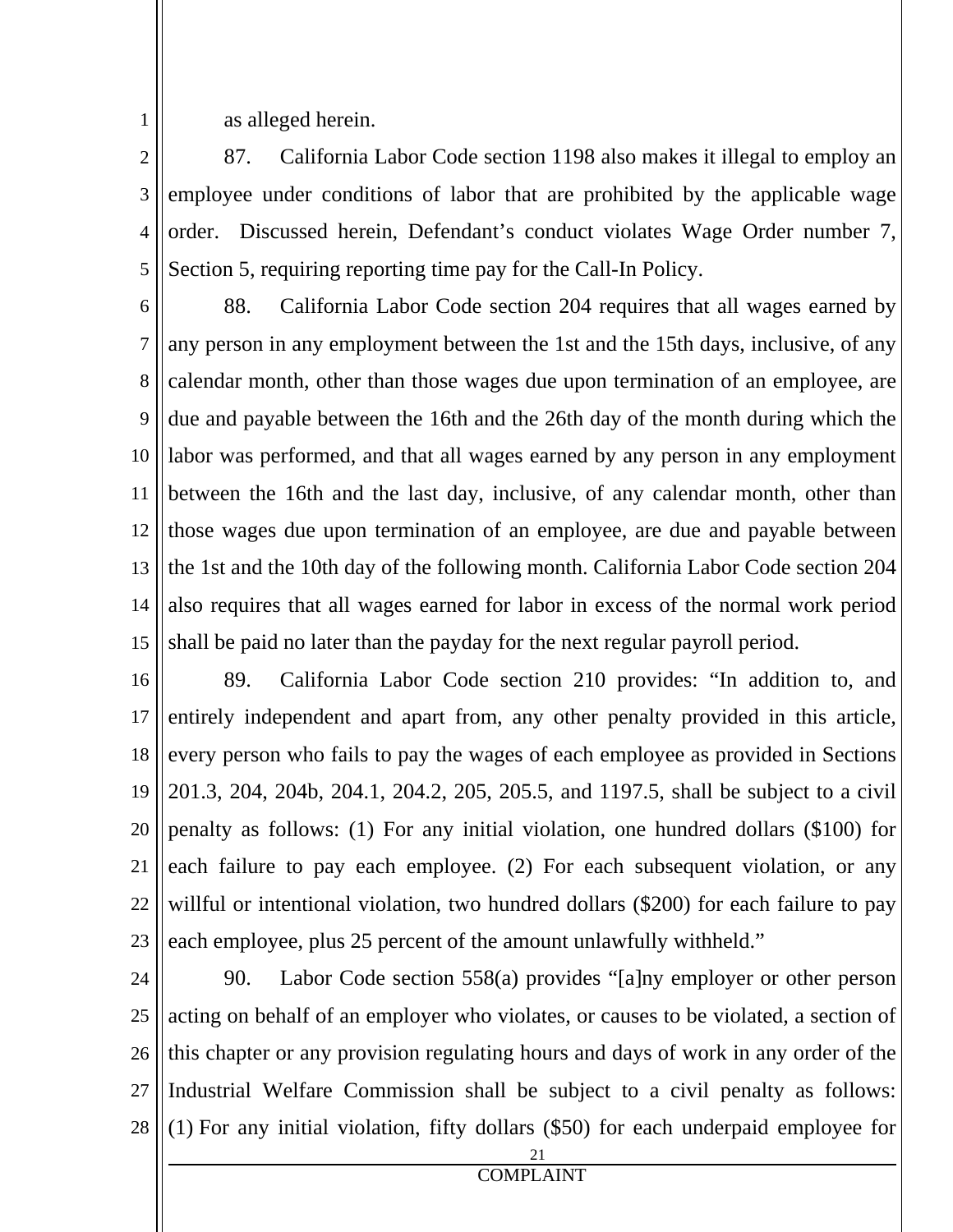as alleged herein.

87. California Labor Code section 1198 also makes it illegal to employ an employee under conditions of labor that are prohibited by the applicable wage order. Discussed herein, Defendant's conduct violates Wage Order number 7, Section 5, requiring reporting time pay for the Call-In Policy.

88. California Labor Code section 204 requires that all wages earned by any person in any employment between the 1st and the 15th days, inclusive, of any calendar month, other than those wages due upon termination of an employee, are due and payable between the 16th and the 26th day of the month during which the labor was performed, and that all wages earned by any person in any employment between the 16th and the last day, inclusive, of any calendar month, other than those wages due upon termination of an employee, are due and payable between the 1st and the 10th day of the following month. California Labor Code section 204 also requires that all wages earned for labor in excess of the normal work period shall be paid no later than the payday for the next regular payroll period.

89. California Labor Code section 210 provides: "In addition to, and entirely independent and apart from, any other penalty provided in this article, every person who fails to pay the wages of each employee as provided in Sections 201.3, 204, 204b, 204.1, 204.2, 205, 205.5, and 1197.5, shall be subject to a civil penalty as follows: (1) For any initial violation, one hundred dollars ($100) for each failure to pay each employee. (2) For each subsequent violation, or any willful or intentional violation, two hundred dollars ($200) for each failure to pay each employee, plus 25 percent of the amount unlawfully withheld."

90. Labor Code section 558(a) provides "[a]ny employer or other person acting on behalf of an employer who violates, or causes to be violated, a section of this chapter or any provision regulating hours and days of work in any order of the Industrial Welfare Commission shall be subject to a civil penalty as follows: (1) For any initial violation, fifty dollars ($50) for each underpaid employee for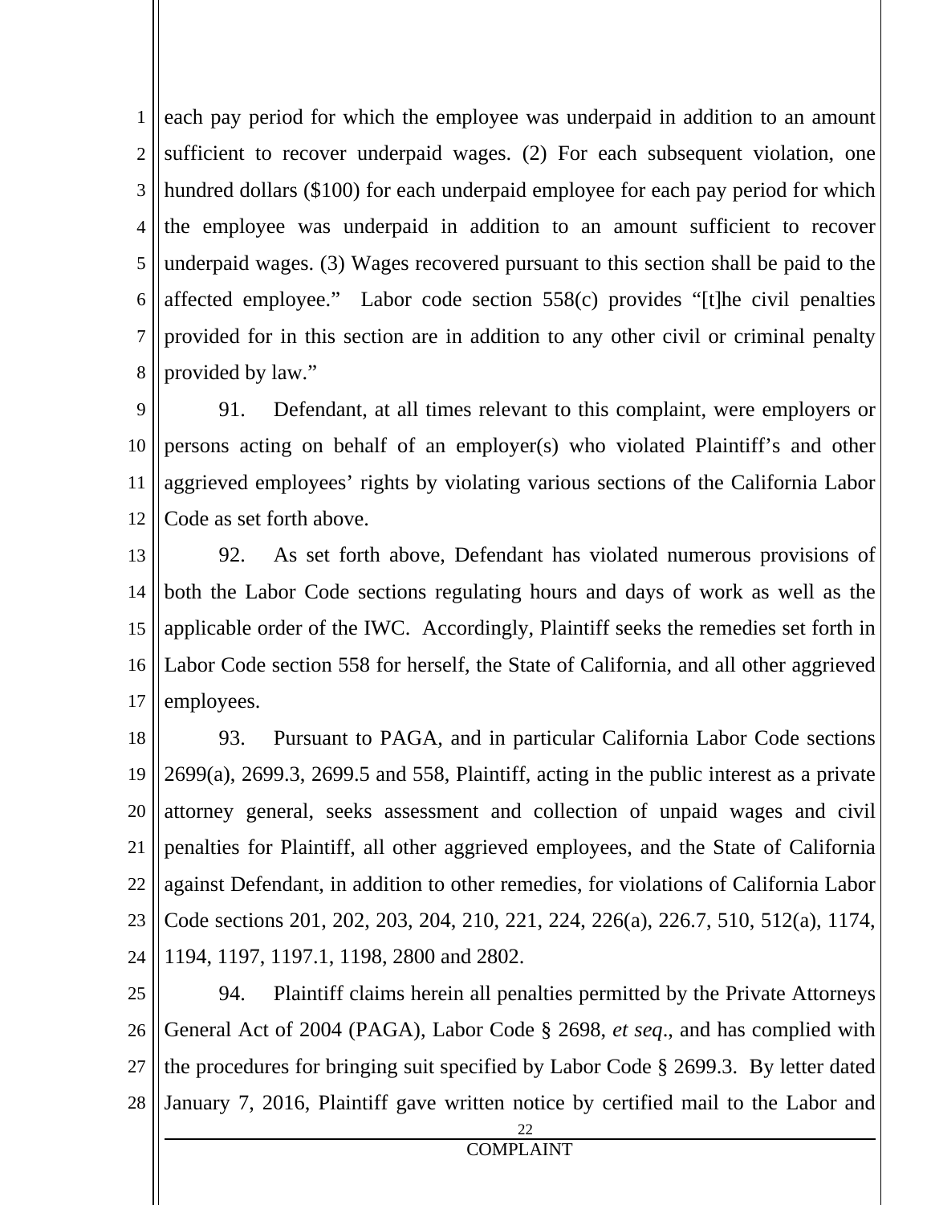each pay period for which the employee was underpaid in addition to an amount sufficient to recover underpaid wages. (2) For each subsequent violation, one hundred dollars ($100) for each underpaid employee for each pay period for which the employee was underpaid in addition to an amount sufficient to recover underpaid wages. (3) Wages recovered pursuant to this section shall be paid to the affected employee." Labor code section 558(c) provides "[t]he civil penalties provided for in this section are in addition to any other civil or criminal penalty provided by law."

91. Defendant, at all times relevant to this complaint, were employers or persons acting on behalf of an employer(s) who violated Plaintiff's and other aggrieved employees' rights by violating various sections of the California Labor Code as set forth above.

92. As set forth above, Defendant has violated numerous provisions of both the Labor Code sections regulating hours and days of work as well as the applicable order of the IWC. Accordingly, Plaintiff seeks the remedies set forth in Labor Code section 558 for herself, the State of California, and all other aggrieved employees.

93. Pursuant to PAGA, and in particular California Labor Code sections 2699(a), 2699.3, 2699.5 and 558, Plaintiff, acting in the public interest as a private attorney general, seeks assessment and collection of unpaid wages and civil penalties for Plaintiff, all other aggrieved employees, and the State of California against Defendant, in addition to other remedies, for violations of California Labor Code sections 201, 202, 203, 204, 210, 221, 224, 226(a), 226.7, 510, 512(a), 1174, 1194, 1197, 1197.1, 1198, 2800 and 2802.

94. Plaintiff claims herein all penalties permitted by the Private Attorneys General Act of 2004 (PAGA), Labor Code § 2698, *et seq*., and has complied with the procedures for bringing suit specified by Labor Code § 2699.3. By letter dated January 7, 2016, Plaintiff gave written notice by certified mail to the Labor and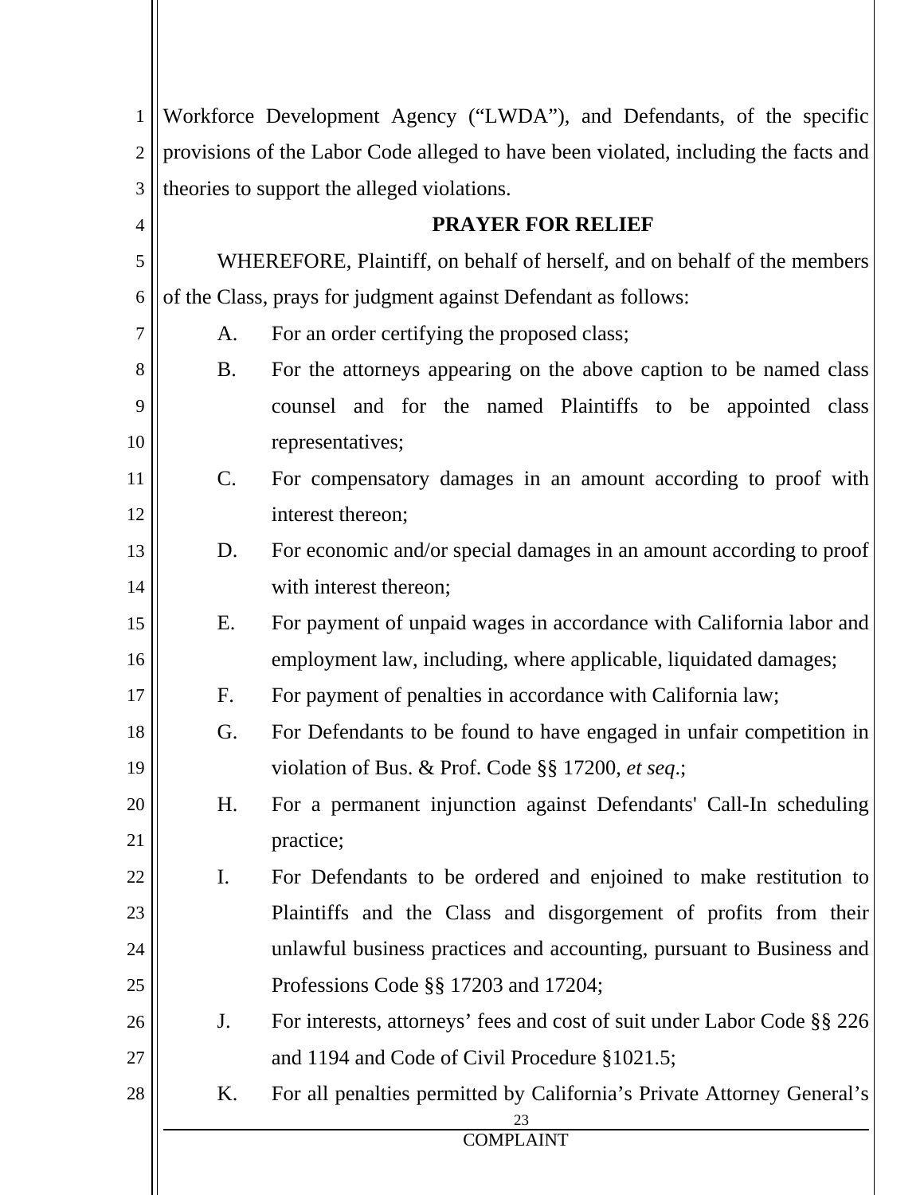Workforce Development Agency ("LWDA"), and Defendants, of the specific provisions of the Labor Code alleged to have been violated, including the facts and theories to support the alleged violations.

**PRAYER FOR RELIEF**

WHEREFORE, Plaintiff, on behalf of herself, and on behalf of the members of the Class, prays for judgment against Defendant as follows:

A. For an order certifying the proposed class;

B. For the attorneys appearing on the above caption to be named class counsel and for the named Plaintiffs to be appointed class representatives;

C. For compensatory damages in an amount according to proof with interest thereon;

D. For economic and/or special damages in an amount according to proof with interest thereon;

E. For payment of unpaid wages in accordance with California labor and employment law, including, where applicable, liquidated damages;

F. For payment of penalties in accordance with California law;

G. For Defendants to be found to have engaged in unfair competition in violation of Bus. & Prof. Code §§ 17200, *et seq*.;

H. For a permanent injunction against Defendants' Call-In scheduling practice;

I. For Defendants to be ordered and enjoined to make restitution to Plaintiffs and the Class and disgorgement of profits from their unlawful business practices and accounting, pursuant to Business and Professions Code §§ 17203 and 17204;

J. For interests, attorneys' fees and cost of suit under Labor Code §§ 226 and 1194 and Code of Civil Procedure §1021.5;

K. For all penalties permitted by California's Private Attorney General's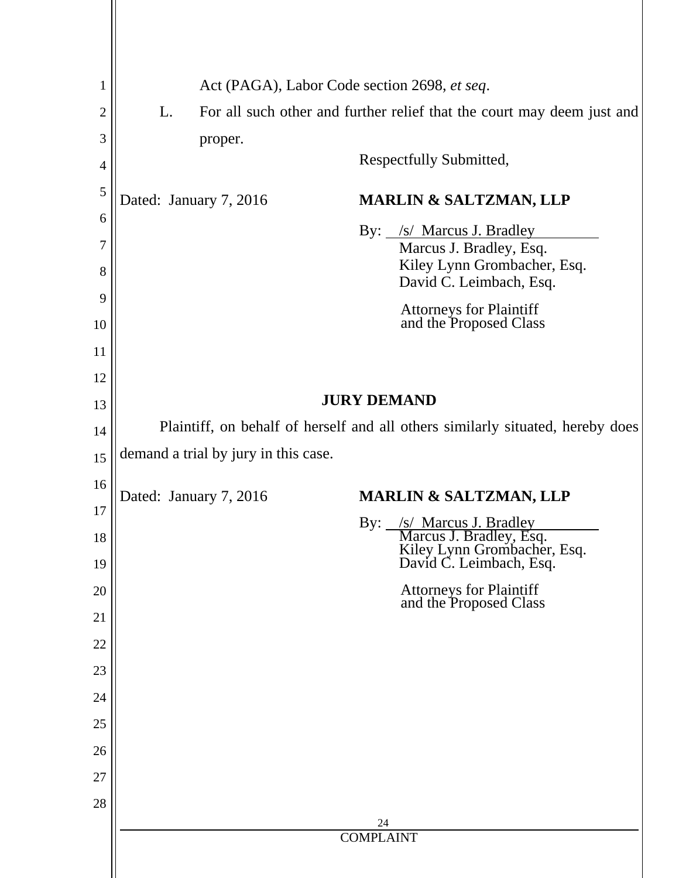Act (PAGA), Labor Code section 2698, *et seq*.

L. For all such other and further relief that the court may deem just and proper.

Respectfully Submitted,

Dated: January 7, 2016

**MARLIN & SALTZMAN, LLP**

By: /s/ Marcus J. Bradley
Marcus J. Bradley, Esq.
Kiley Lynn Grombacher, Esq.
David C. Leimbach, Esq.

Attorneys for Plaintiff
and the Proposed Class

## JURY DEMAND

Plaintiff, on behalf of herself and all others similarly situated, hereby does demand a trial by jury in this case.

Dated: January 7, 2016

**MARLIN & SALTZMAN, LLP**

By: /s/ Marcus J. Bradley
Marcus J. Bradley, Esq.
Kiley Lynn Grombacher, Esq.
David C. Leimbach, Esq.

Attorneys for Plaintiff
and the Proposed Class